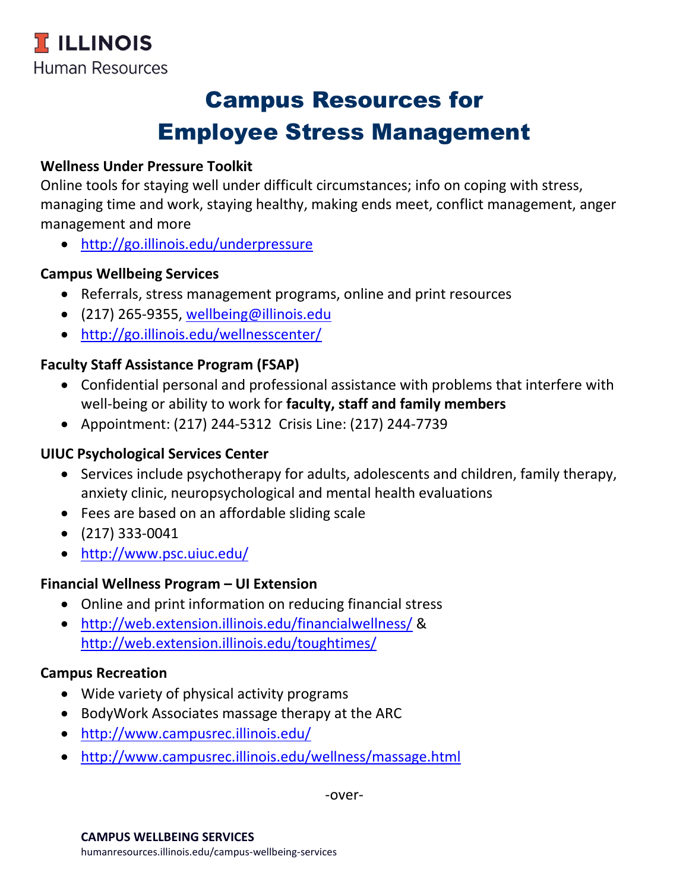**ILLINOIS**
Human Resources

# Campus Resources for Employee Stress Management

### Wellness Under Pressure Toolkit

Online tools for staying well under difficult circumstances; info on coping with stress, managing time and work, staying healthy, making ends meet, conflict management, anger management and more

- http://go.illinois.edu/underpressure

### Campus Wellbeing Services

- Referrals, stress management programs, online and print resources
- (217) 265-9355, wellbeing@illinois.edu
- http://go.illinois.edu/wellnesscenter/

### Faculty Staff Assistance Program (FSAP)

- Confidential personal and professional assistance with problems that interfere with well-being or ability to work for **faculty, staff and family members**
- Appointment: (217) 244-5312 Crisis Line: (217) 244-7739

### UIUC Psychological Services Center

- Services include psychotherapy for adults, adolescents and children, family therapy, anxiety clinic, neuropsychological and mental health evaluations
- Fees are based on an affordable sliding scale
- (217) 333-0041
- http://www.psc.uiuc.edu/

### Financial Wellness Program – UI Extension

- Online and print information on reducing financial stress
- http://web.extension.illinois.edu/financialwellness/ & http://web.extension.illinois.edu/toughtimes/

### Campus Recreation

- Wide variety of physical activity programs
- BodyWork Associates massage therapy at the ARC
- http://www.campusrec.illinois.edu/
- http://www.campusrec.illinois.edu/wellness/massage.html

-over-

**CAMPUS WELLBEING SERVICES**
humanresources.illinois.edu/campus-wellbeing-services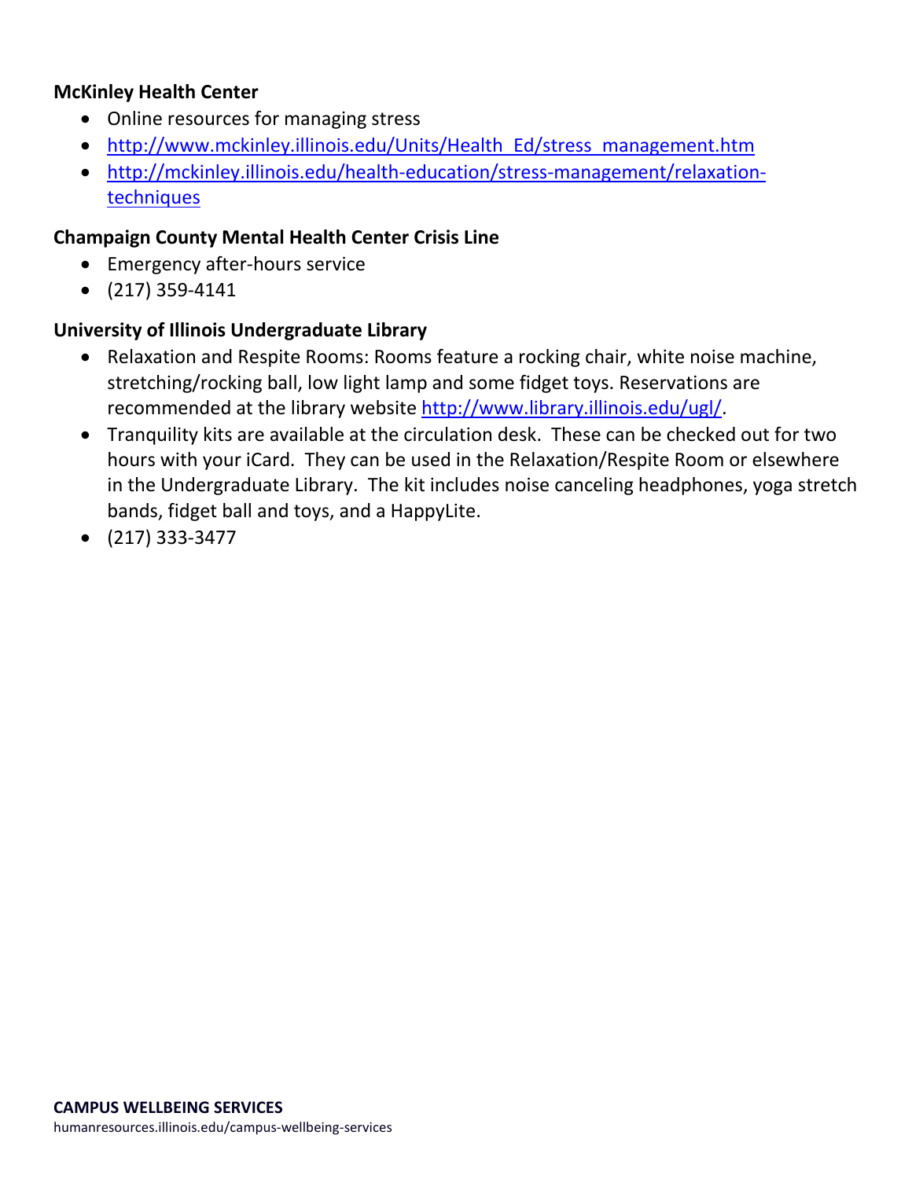**McKinley Health Center**

- Online resources for managing stress
- http://www.mckinley.illinois.edu/Units/Health_Ed/stress_management.htm
- http://mckinley.illinois.edu/health-education/stress-management/relaxation-techniques

**Champaign County Mental Health Center Crisis Line**

- Emergency after-hours service
- (217) 359-4141

**University of Illinois Undergraduate Library**

- Relaxation and Respite Rooms: Rooms feature a rocking chair, white noise machine, stretching/rocking ball, low light lamp and some fidget toys. Reservations are recommended at the library website http://www.library.illinois.edu/ugl/.
- Tranquility kits are available at the circulation desk. These can be checked out for two hours with your iCard. They can be used in the Relaxation/Respite Room or elsewhere in the Undergraduate Library. The kit includes noise canceling headphones, yoga stretch bands, fidget ball and toys, and a HappyLite.
- (217) 333-3477